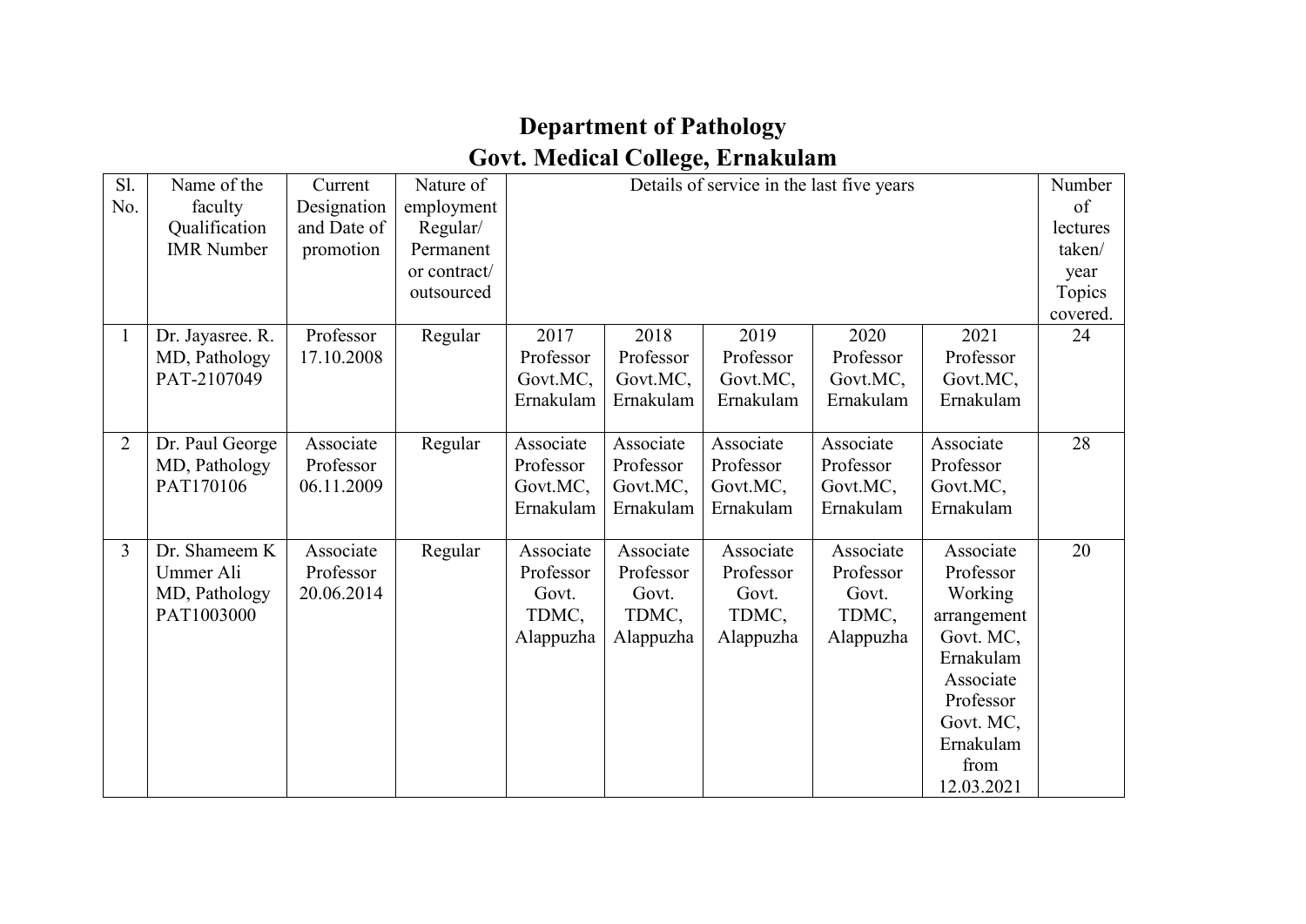# Department of Pathology
# Govt. Medical College, Ernakulam

| Sl. No. | Name of the faculty Qualification IMR Number | Current Designation and Date of promotion | Nature of employment Regular/ Permanent or contract/ outsourced | Details of service in the last five years | | | | | Number of lectures taken/ year Topics covered. |
|---|---|---|---|---|---|---|---|---|---|
| | | | | 2017 | 2018 | 2019 | 2020 | 2021 | |
| 1 | Dr. Jayasree. R. MD, Pathology PAT-2107049 | Professor 17.10.2008 | Regular | Professor Govt.MC, Ernakulam | Professor Govt.MC, Ernakulam | Professor Govt.MC, Ernakulam | Professor Govt.MC, Ernakulam | Professor Govt.MC, Ernakulam | 24 |
| 2 | Dr. Paul George MD, Pathology PAT170106 | Associate Professor 06.11.2009 | Regular | Associate Professor Govt.MC, Ernakulam | Associate Professor Govt.MC, Ernakulam | Associate Professor Govt.MC, Ernakulam | Associate Professor Govt.MC, Ernakulam | Associate Professor Govt.MC, Ernakulam | 28 |
| 3 | Dr. Shameem K Ummer Ali MD, Pathology PAT1003000 | Associate Professor 20.06.2014 | Regular | Associate Professor Govt. TDMC, Alappuzha | Associate Professor Govt. TDMC, Alappuzha | Associate Professor Govt. TDMC, Alappuzha | Associate Professor Govt. TDMC, Alappuzha | Associate Professor Working arrangement Govt. MC, Ernakulam Associate Professor Govt. MC, Ernakulam from 12.03.2021 | 20 |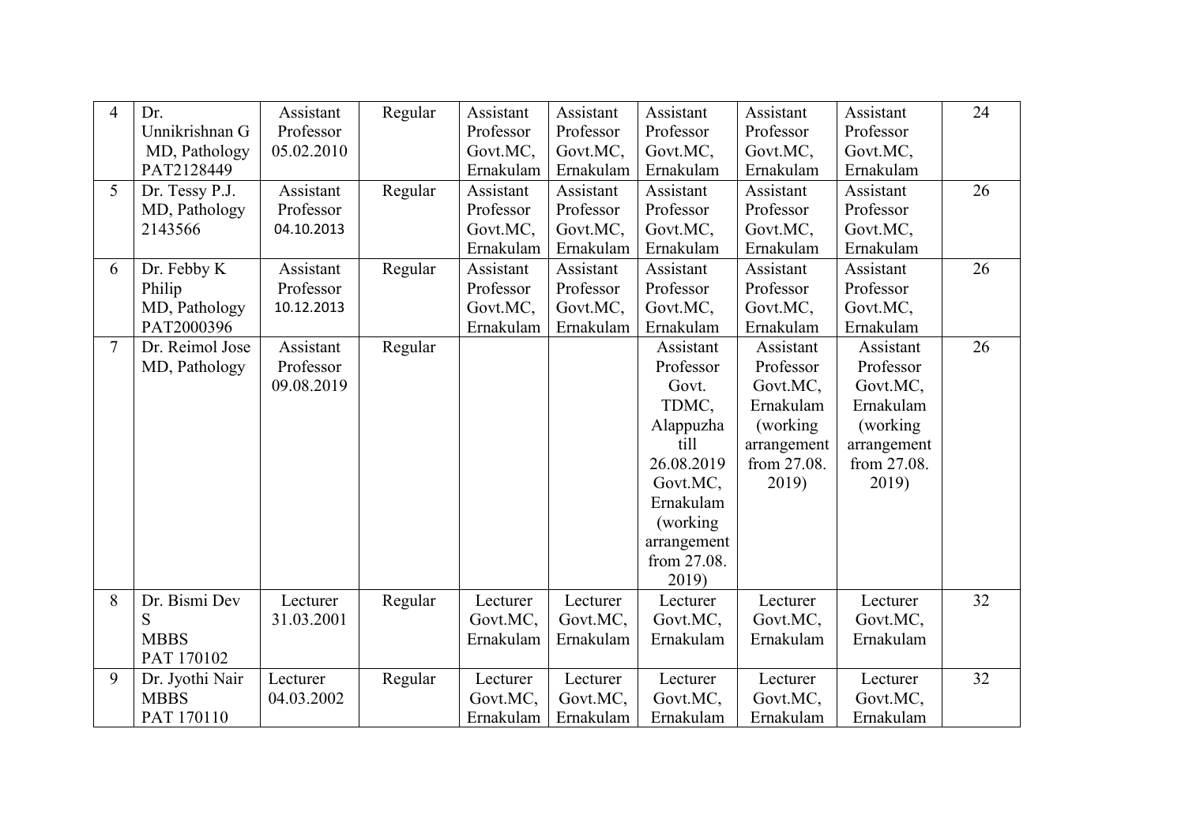| 4 | Dr. Unnikrishnan G MD, Pathology PAT2128449 | Assistant Professor 05.02.2010 | Regular | Assistant Professor Govt.MC, Ernakulam | Assistant Professor Govt.MC, Ernakulam | Assistant Professor Govt.MC, Ernakulam | Assistant Professor Govt.MC, Ernakulam | Assistant Professor Govt.MC, Ernakulam | 24 |
|---|---|---|---|---|---|---|---|---|---|
| 5 | Dr. Tessy P.J. MD, Pathology 2143566 | Assistant Professor 04.10.2013 | Regular | Assistant Professor Govt.MC, Ernakulam | Assistant Professor Govt.MC, Ernakulam | Assistant Professor Govt.MC, Ernakulam | Assistant Professor Govt.MC, Ernakulam | Assistant Professor Govt.MC, Ernakulam | 26 |
| 6 | Dr. Febby K Philip MD, Pathology PAT2000396 | Assistant Professor 10.12.2013 | Regular | Assistant Professor Govt.MC, Ernakulam | Assistant Professor Govt.MC, Ernakulam | Assistant Professor Govt.MC, Ernakulam | Assistant Professor Govt.MC, Ernakulam | Assistant Professor Govt.MC, Ernakulam | 26 |
| 7 | Dr. Reimol Jose MD, Pathology | Assistant Professor 09.08.2019 | Regular | | | Assistant Professor Govt. TDMC, Alappuzha till 26.08.2019 Govt.MC, Ernakulam (working arrangement from 27.08. 2019) | Assistant Professor Govt.MC, Ernakulam (working arrangement from 27.08. 2019) | Assistant Professor Govt.MC, Ernakulam (working arrangement from 27.08. 2019) | 26 |
| 8 | Dr. Bismi Dev S MBBS PAT 170102 | Lecturer 31.03.2001 | Regular | Lecturer Govt.MC, Ernakulam | Lecturer Govt.MC, Ernakulam | Lecturer Govt.MC, Ernakulam | Lecturer Govt.MC, Ernakulam | Lecturer Govt.MC, Ernakulam | 32 |
| 9 | Dr. Jyothi Nair MBBS PAT 170110 | Lecturer 04.03.2002 | Regular | Lecturer Govt.MC, Ernakulam | Lecturer Govt.MC, Ernakulam | Lecturer Govt.MC, Ernakulam | Lecturer Govt.MC, Ernakulam | Lecturer Govt.MC, Ernakulam | 32 |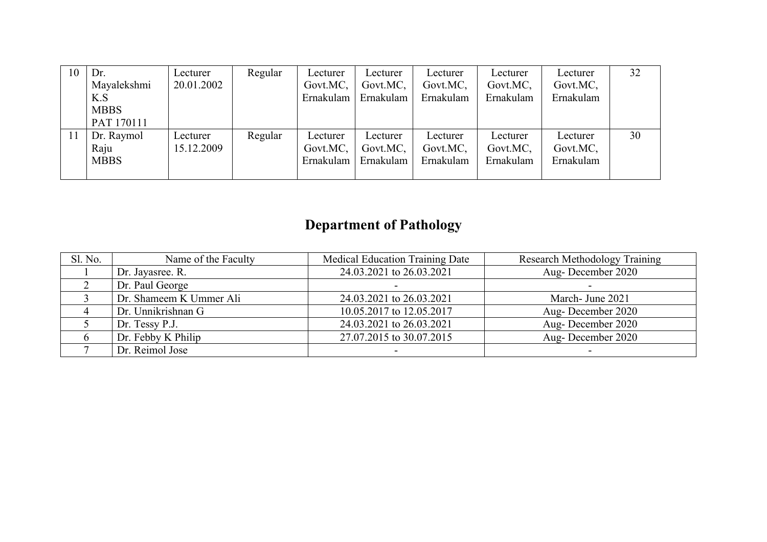| | | | | | | | | | |
|---|---|---|---|---|---|---|---|---|---|
| 10 | Dr. Mayalekshmi K.S MBBS PAT 170111 | Lecturer 20.01.2002 | Regular | Lecturer Govt.MC, Ernakulam | Lecturer Govt.MC, Ernakulam | Lecturer Govt.MC, Ernakulam | Lecturer Govt.MC, Ernakulam | Lecturer Govt.MC, Ernakulam | 32 |
| 11 | Dr. Raymol Raju MBBS | Lecturer 15.12.2009 | Regular | Lecturer Govt.MC, Ernakulam | Lecturer Govt.MC, Ernakulam | Lecturer Govt.MC, Ernakulam | Lecturer Govt.MC, Ernakulam | Lecturer Govt.MC, Ernakulam | 30 |

## Department of Pathology

| Sl. No. | Name of the Faculty | Medical Education Training Date | Research Methodology Training |
|---|---|---|---|
| 1 | Dr. Jayasree. R. | 24.03.2021 to 26.03.2021 | Aug- December 2020 |
| 2 | Dr. Paul George | - | - |
| 3 | Dr. Shameem K Ummer Ali | 24.03.2021 to 26.03.2021 | March- June 2021 |
| 4 | Dr. Unnikrishnan G | 10.05.2017 to 12.05.2017 | Aug- December 2020 |
| 5 | Dr. Tessy P.J. | 24.03.2021 to 26.03.2021 | Aug- December 2020 |
| 6 | Dr. Febby K Philip | 27.07.2015 to 30.07.2015 | Aug- December 2020 |
| 7 | Dr. Reimol Jose | - | - |